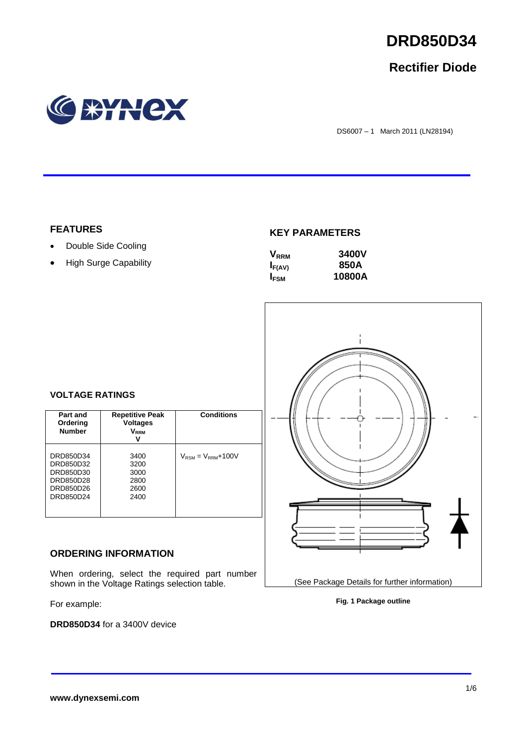# DRD850D34

## Rectifier Diode

DS6007 – 1 March 2011 (LN28194)

### FEATURES

- Double Side Cooling
- High Surge Capability

### KEY PARAMETERS

| | |
|---|---|
| $V_{RRM}$ | 3400V |
| $I_{F(AV)}$ | 850A |
| $I_{FSM}$ | 10800A |

### VOLTAGE RATINGS

| Part and Ordering Number | Repetitive Peak Voltages $V_{RRM}$ V | Conditions |
|---|---|---|
| DRD850D34<br>DRD850D32<br>DRD850D30<br>DRD850D28<br>DRD850D26<br>DRD850D24 | 3400<br>3200<br>3000<br>2800<br>2600<br>2400 | $V_{RSM} = V_{RRM}$+100V |

### ORDERING INFORMATION

When ordering, select the required part number shown in the Voltage Ratings selection table.

For example:

**DRD850D34** for a 3400V device

(See Package Details for further information)

**Fig. 1 Package outline**

**www.dynexsemi.com**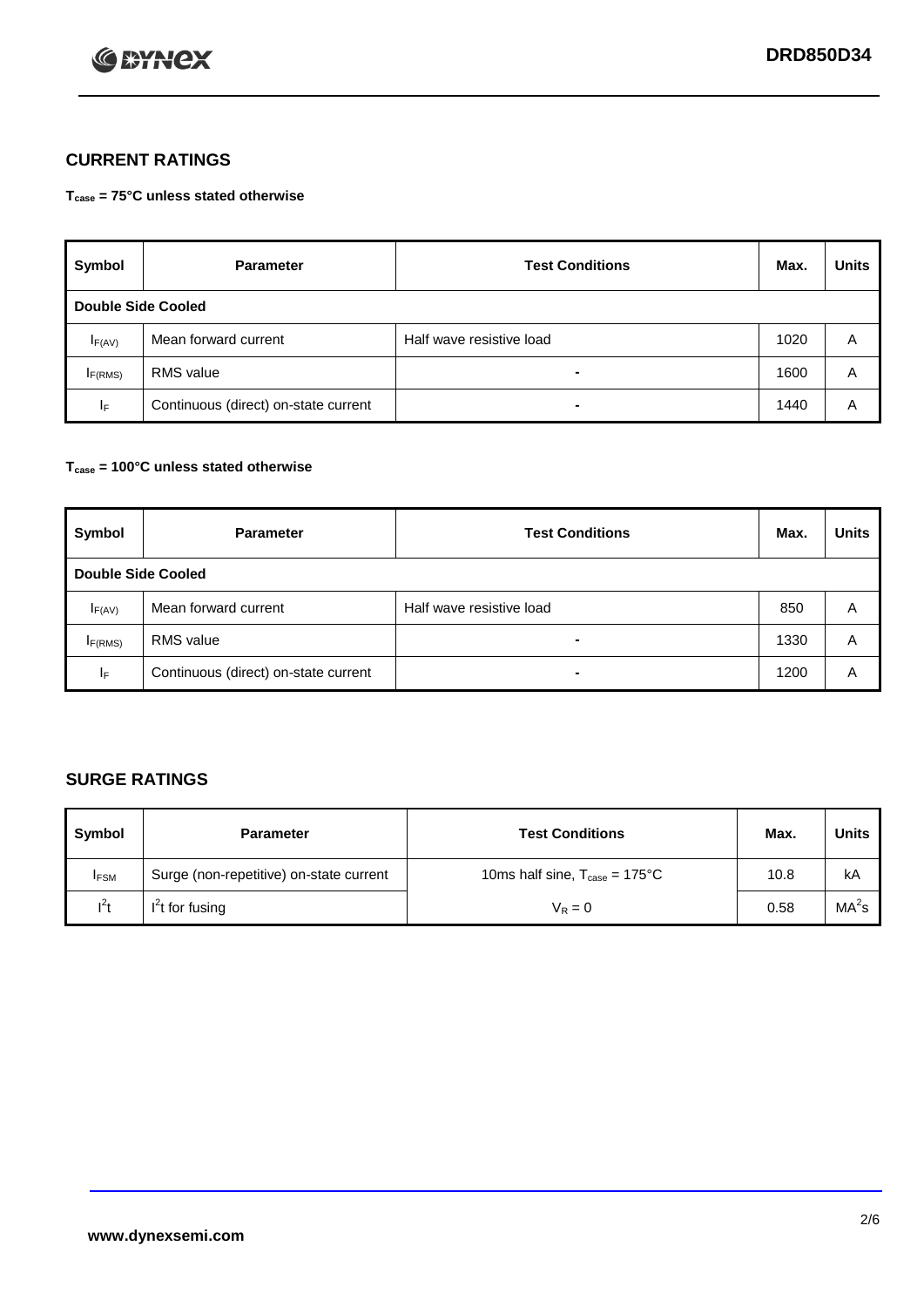## CURRENT RATINGS

**$T_{case}$ = 75°C unless stated otherwise**

| Symbol | Parameter | Test Conditions | Max. | Units |
|---|---|---|---|---|
| **Double Side Cooled** | | | | |
| $I_{F(AV)}$ | Mean forward current | Half wave resistive load | 1020 | A |
| $I_{F(RMS)}$ | RMS value | - | 1600 | A |
| $I_F$ | Continuous (direct) on-state current | - | 1440 | A |

**$T_{case}$ = 100°C unless stated otherwise**

| Symbol | Parameter | Test Conditions | Max. | Units |
|---|---|---|---|---|
| **Double Side Cooled** | | | | |
| $I_{F(AV)}$ | Mean forward current | Half wave resistive load | 850 | A |
| $I_{F(RMS)}$ | RMS value | - | 1330 | A |
| $I_F$ | Continuous (direct) on-state current | - | 1200 | A |

## SURGE RATINGS

| Symbol | Parameter | Test Conditions | Max. | Units |
|---|---|---|---|---|
| $I_{FSM}$ | Surge (non-repetitive) on-state current | 10ms half sine, $T_{case}$ = 175°C | 10.8 | kA |
| $I^2t$ | $I^2t$ for fusing | $V_R = 0$ | 0.58 | $MA^2s$ |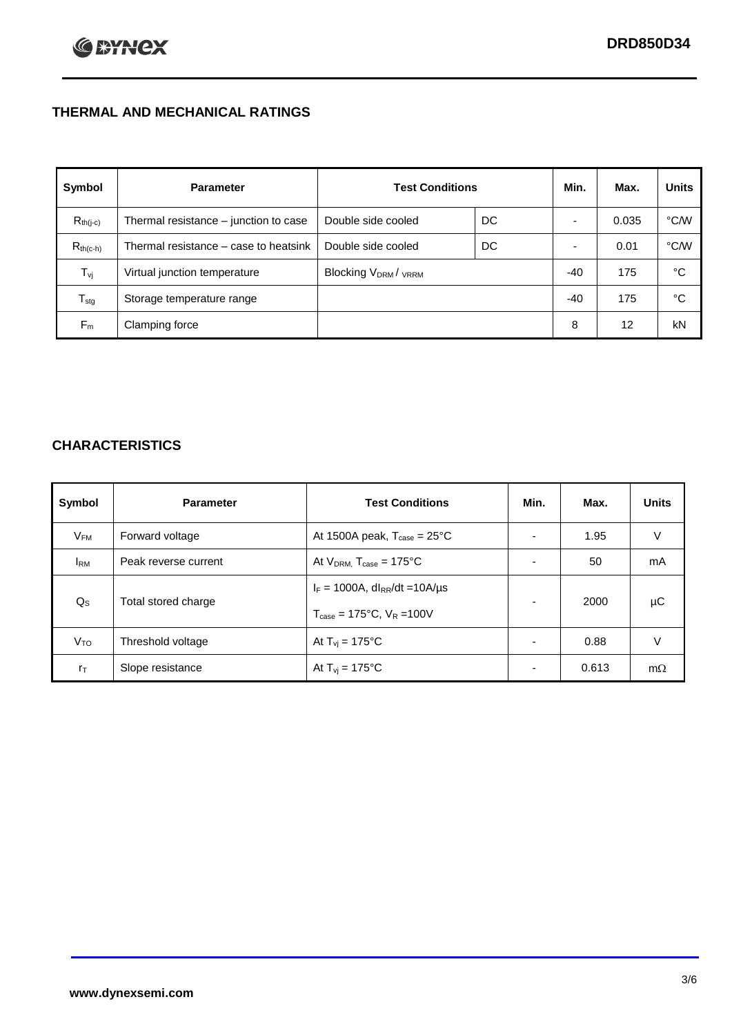## THERMAL AND MECHANICAL RATINGS

| Symbol | Parameter | Test Conditions | | Min. | Max. | Units |
|---|---|---|---|---|---|---|
| $R_{th(j-c)}$ | Thermal resistance – junction to case | Double side cooled | DC | - | 0.035 | °C/W |
| $R_{th(c-h)}$ | Thermal resistance – case to heatsink | Double side cooled | DC | - | 0.01 | °C/W |
| $T_{vj}$ | Virtual junction temperature | Blocking $V_{DRM}$ / $_{VRRM}$ | | -40 | 175 | °C |
| $T_{stg}$ | Storage temperature range | | | -40 | 175 | °C |
| $F_m$ | Clamping force | | | 8 | 12 | kN |

## CHARACTERISTICS

| Symbol | Parameter | Test Conditions | Min. | Max. | Units |
|---|---|---|---|---|---|
| $V_{FM}$ | Forward voltage | At 1500A peak, $T_{case}$ = 25°C | - | 1.95 | V |
| $I_{RM}$ | Peak reverse current | At $V_{DRM,}$ $T_{case}$ = 175°C | - | 50 | mA |
| $Q_S$ | Total stored charge | $I_F$ = 1000A, $dI_{RR}/dt$ =10A/µs<br>$T_{case}$ = 175°C, $V_R$ =100V | - | 2000 | µC |
| $V_{TO}$ | Threshold voltage | At $T_{vj}$ = 175°C | - | 0.88 | V |
| $r_T$ | Slope resistance | At $T_{vj}$ = 175°C | - | 0.613 | mΩ |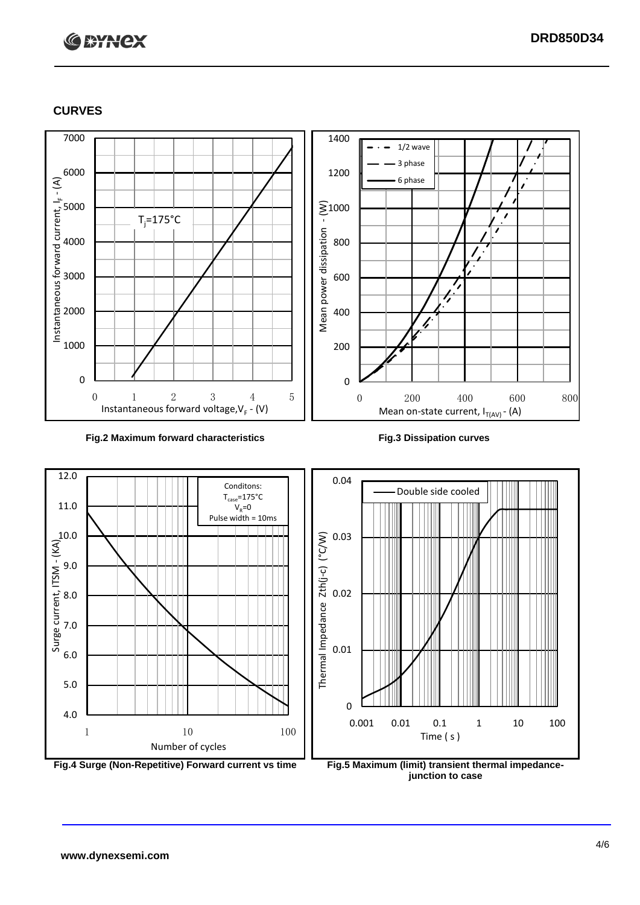## CURVES

Fig.2 Maximum forward characteristics

Fig.3 Dissipation curves

Fig.4 Surge (Non-Repetitive) Forward current vs time

Fig.5 Maximum (limit) transient thermal impedance- junction to case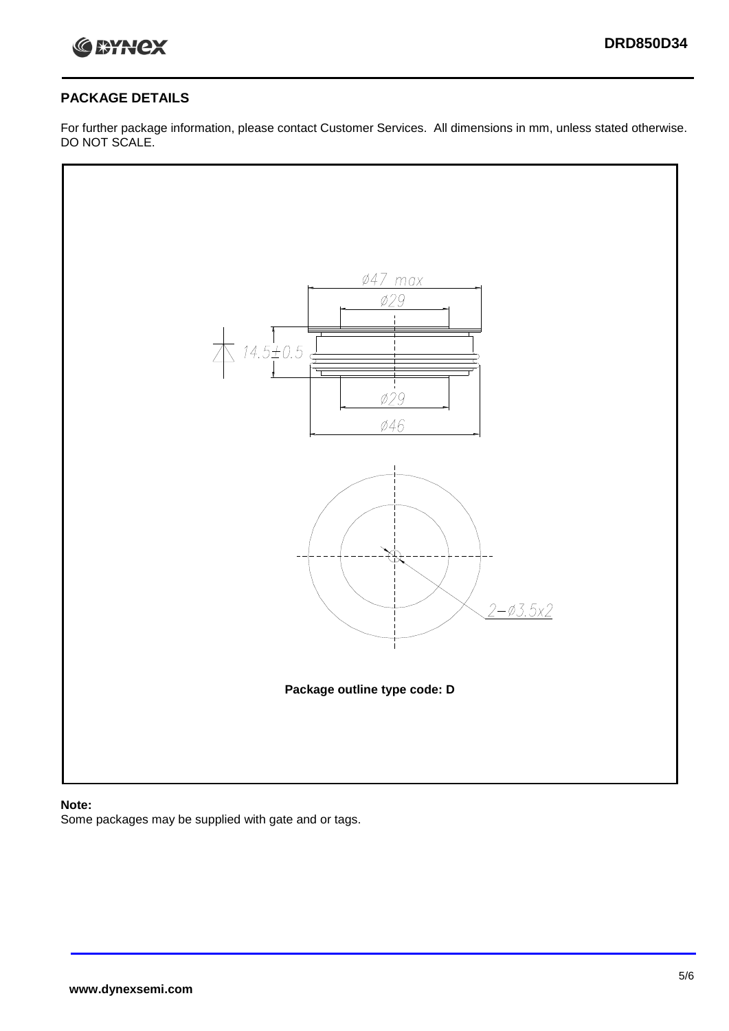## PACKAGE DETAILS

For further package information, please contact Customer Services. All dimensions in mm, unless stated otherwise. DO NOT SCALE.

Ø47 max

Ø29

14.5±0.5

Ø29

Ø46

2–Ø3.5x2

**Package outline type code: D**

**Note:**

Some packages may be supplied with gate and or tags.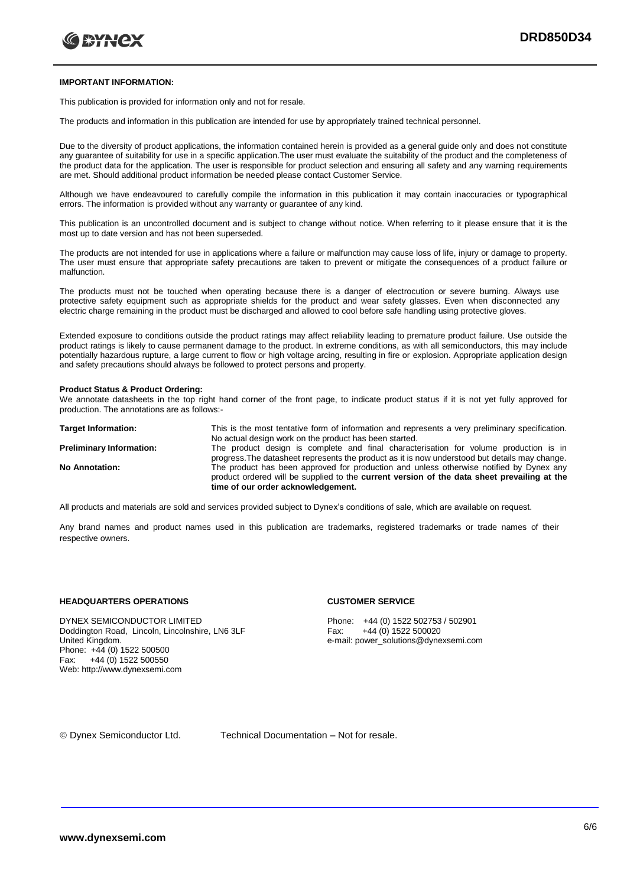**IMPORTANT INFORMATION:**

This publication is provided for information only and not for resale.

The products and information in this publication are intended for use by appropriately trained technical personnel.

Due to the diversity of product applications, the information contained herein is provided as a general guide only and does not constitute any guarantee of suitability for use in a specific application.The user must evaluate the suitability of the product and the completeness of the product data for the application. The user is responsible for product selection and ensuring all safety and any warning requirements are met. Should additional product information be needed please contact Customer Service.

Although we have endeavoured to carefully compile the information in this publication it may contain inaccuracies or typographical errors. The information is provided without any warranty or guarantee of any kind.

This publication is an uncontrolled document and is subject to change without notice. When referring to it please ensure that it is the most up to date version and has not been superseded.

The products are not intended for use in applications where a failure or malfunction may cause loss of life, injury or damage to property. The user must ensure that appropriate safety precautions are taken to prevent or mitigate the consequences of a product failure or malfunction.

The products must not be touched when operating because there is a danger of electrocution or severe burning. Always use protective safety equipment such as appropriate shields for the product and wear safety glasses. Even when disconnected any electric charge remaining in the product must be discharged and allowed to cool before safe handling using protective gloves.

Extended exposure to conditions outside the product ratings may affect reliability leading to premature product failure. Use outside the product ratings is likely to cause permanent damage to the product. In extreme conditions, as with all semiconductors, this may include potentially hazardous rupture, a large current to flow or high voltage arcing, resulting in fire or explosion. Appropriate application design and safety precautions should always be followed to protect persons and property.

**Product Status & Product Ordering:**

We annotate datasheets in the top right hand corner of the front page, to indicate product status if it is not yet fully approved for production. The annotations are as follows:-

| | |
|---|---|
| **Target Information:** | This is the most tentative form of information and represents a very preliminary specification. No actual design work on the product has been started. |
| **Preliminary Information:** | The product design is complete and final characterisation for volume production is in progress.The datasheet represents the product as it is now understood but details may change. |
| **No Annotation:** | The product has been approved for production and unless otherwise notified by Dynex any product ordered will be supplied to the **current version of the data sheet prevailing at the time of our order acknowledgement.** |

All products and materials are sold and services provided subject to Dynex's conditions of sale, which are available on request.

Any brand names and product names used in this publication are trademarks, registered trademarks or trade names of their respective owners.

**HEADQUARTERS OPERATIONS**

DYNEX SEMICONDUCTOR LIMITED
Doddington Road, Lincoln, Lincolnshire, LN6 3LF
United Kingdom.
Phone: +44 (0) 1522 500500
Fax: +44 (0) 1522 500550
Web: http://www.dynexsemi.com

**CUSTOMER SERVICE**

Phone: +44 (0) 1522 502753 / 502901
Fax: +44 (0) 1522 500020
e-mail: power_solutions@dynexsemi.com

© Dynex Semiconductor Ltd. Technical Documentation – Not for resale.